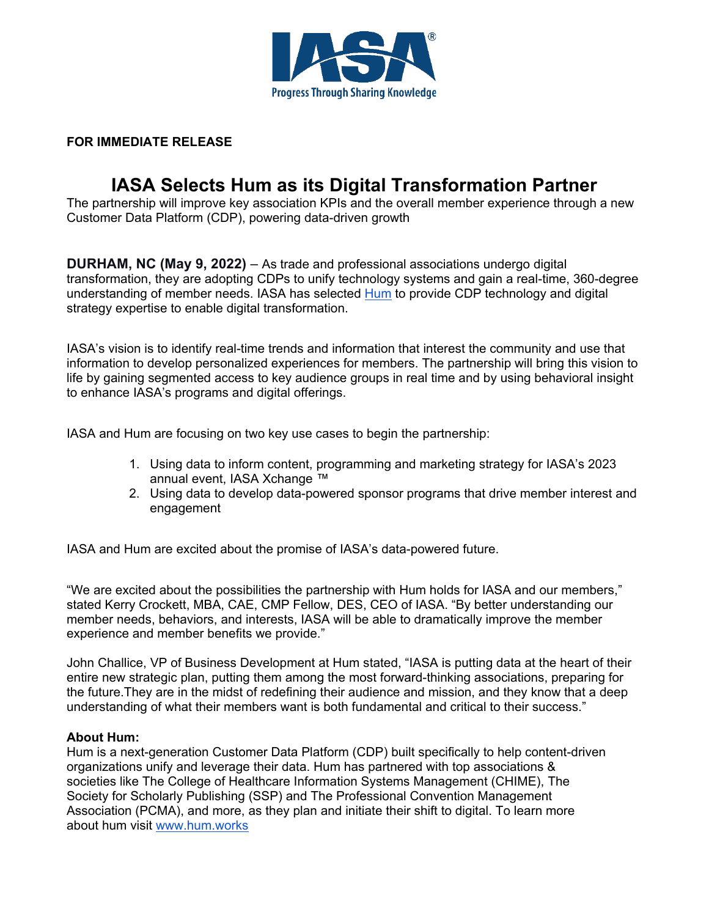IASA®

Progress Through Sharing Knowledge

**FOR IMMEDIATE RELEASE**

# IASA Selects Hum as its Digital Transformation Partner

The partnership will improve key association KPIs and the overall member experience through a new Customer Data Platform (CDP), powering data-driven growth

**DURHAM, NC (May 9, 2022)** – As trade and professional associations undergo digital transformation, they are adopting CDPs to unify technology systems and gain a real-time, 360-degree understanding of member needs. IASA has selected Hum to provide CDP technology and digital strategy expertise to enable digital transformation.

IASA's vision is to identify real-time trends and information that interest the community and use that information to develop personalized experiences for members. The partnership will bring this vision to life by gaining segmented access to key audience groups in real time and by using behavioral insight to enhance IASA's programs and digital offerings.

IASA and Hum are focusing on two key use cases to begin the partnership:

1. Using data to inform content, programming and marketing strategy for IASA's 2023 annual event, IASA Xchange ™
2. Using data to develop data-powered sponsor programs that drive member interest and engagement

IASA and Hum are excited about the promise of IASA's data-powered future.

"We are excited about the possibilities the partnership with Hum holds for IASA and our members," stated Kerry Crockett, MBA, CAE, CMP Fellow, DES, CEO of IASA. "By better understanding our member needs, behaviors, and interests, IASA will be able to dramatically improve the member experience and member benefits we provide."

John Challice, VP of Business Development at Hum stated, "IASA is putting data at the heart of their entire new strategic plan, putting them among the most forward-thinking associations, preparing for the future.They are in the midst of redefining their audience and mission, and they know that a deep understanding of what their members want is both fundamental and critical to their success."

**About Hum:**

Hum is a next-generation Customer Data Platform (CDP) built specifically to help content-driven organizations unify and leverage their data. Hum has partnered with top associations & societies like The College of Healthcare Information Systems Management (CHIME), The Society for Scholarly Publishing (SSP) and The Professional Convention Management Association (PCMA), and more, as they plan and initiate their shift to digital. To learn more about hum visit www.hum.works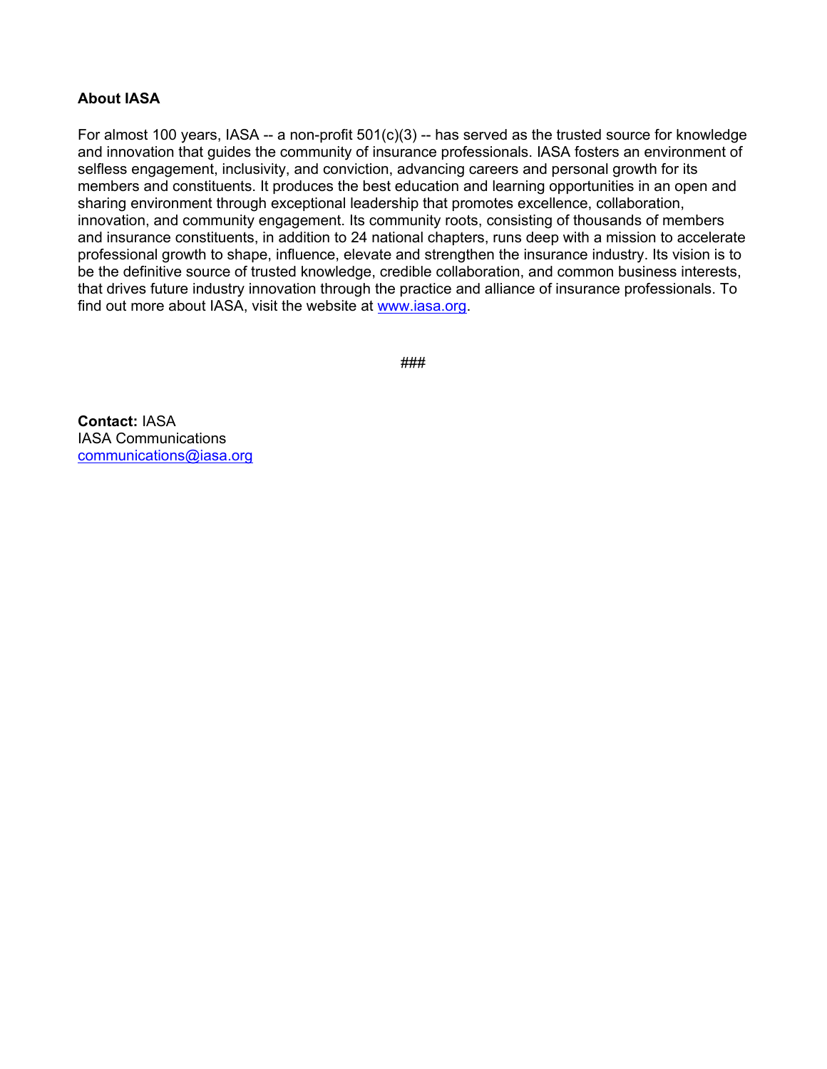**About IASA**

For almost 100 years, IASA -- a non-profit 501(c)(3) -- has served as the trusted source for knowledge and innovation that guides the community of insurance professionals. IASA fosters an environment of selfless engagement, inclusivity, and conviction, advancing careers and personal growth for its members and constituents. It produces the best education and learning opportunities in an open and sharing environment through exceptional leadership that promotes excellence, collaboration, innovation, and community engagement. Its community roots, consisting of thousands of members and insurance constituents, in addition to 24 national chapters, runs deep with a mission to accelerate professional growth to shape, influence, elevate and strengthen the insurance industry. Its vision is to be the definitive source of trusted knowledge, credible collaboration, and common business interests, that drives future industry innovation through the practice and alliance of insurance professionals. To find out more about IASA, visit the website at www.iasa.org.

###

**Contact:** IASA
IASA Communications
communications@iasa.org